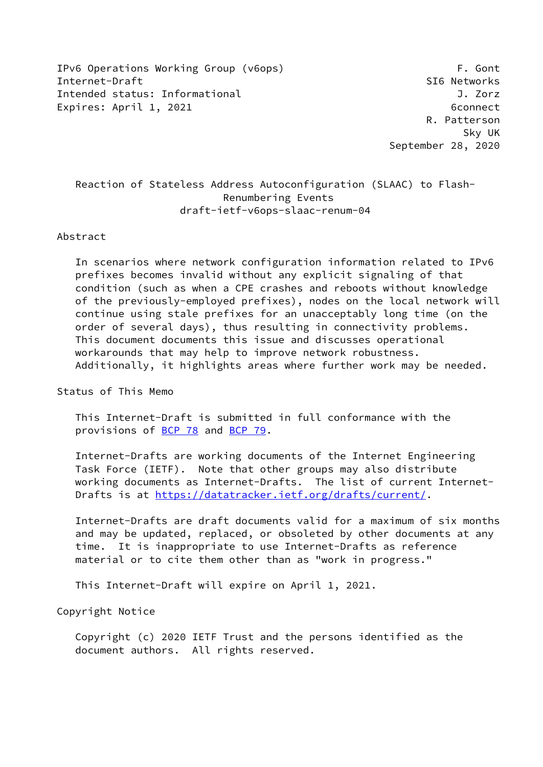IPv6 Operations Working Group (v6ops) F. Gont
Internet-Draft SI6 Networks
Intended status: Informational J. Zorz
Expires: April 1, 2021 6connect
R. Patterson
Sky UK
September 28, 2020

# Reaction of Stateless Address Autoconfiguration (SLAAC) to Flash-Renumbering Events
draft-ietf-v6ops-slaac-renum-04

## Abstract

In scenarios where network configuration information related to IPv6 prefixes becomes invalid without any explicit signaling of that condition (such as when a CPE crashes and reboots without knowledge of the previously-employed prefixes), nodes on the local network will continue using stale prefixes for an unacceptably long time (on the order of several days), thus resulting in connectivity problems. This document documents this issue and discusses operational workarounds that may help to improve network robustness. Additionally, it highlights areas where further work may be needed.

## Status of This Memo

This Internet-Draft is submitted in full conformance with the provisions of BCP 78 and BCP 79.

Internet-Drafts are working documents of the Internet Engineering Task Force (IETF). Note that other groups may also distribute working documents as Internet-Drafts. The list of current Internet-Drafts is at https://datatracker.ietf.org/drafts/current/.

Internet-Drafts are draft documents valid for a maximum of six months and may be updated, replaced, or obsoleted by other documents at any time. It is inappropriate to use Internet-Drafts as reference material or to cite them other than as "work in progress."

This Internet-Draft will expire on April 1, 2021.

## Copyright Notice

Copyright (c) 2020 IETF Trust and the persons identified as the document authors. All rights reserved.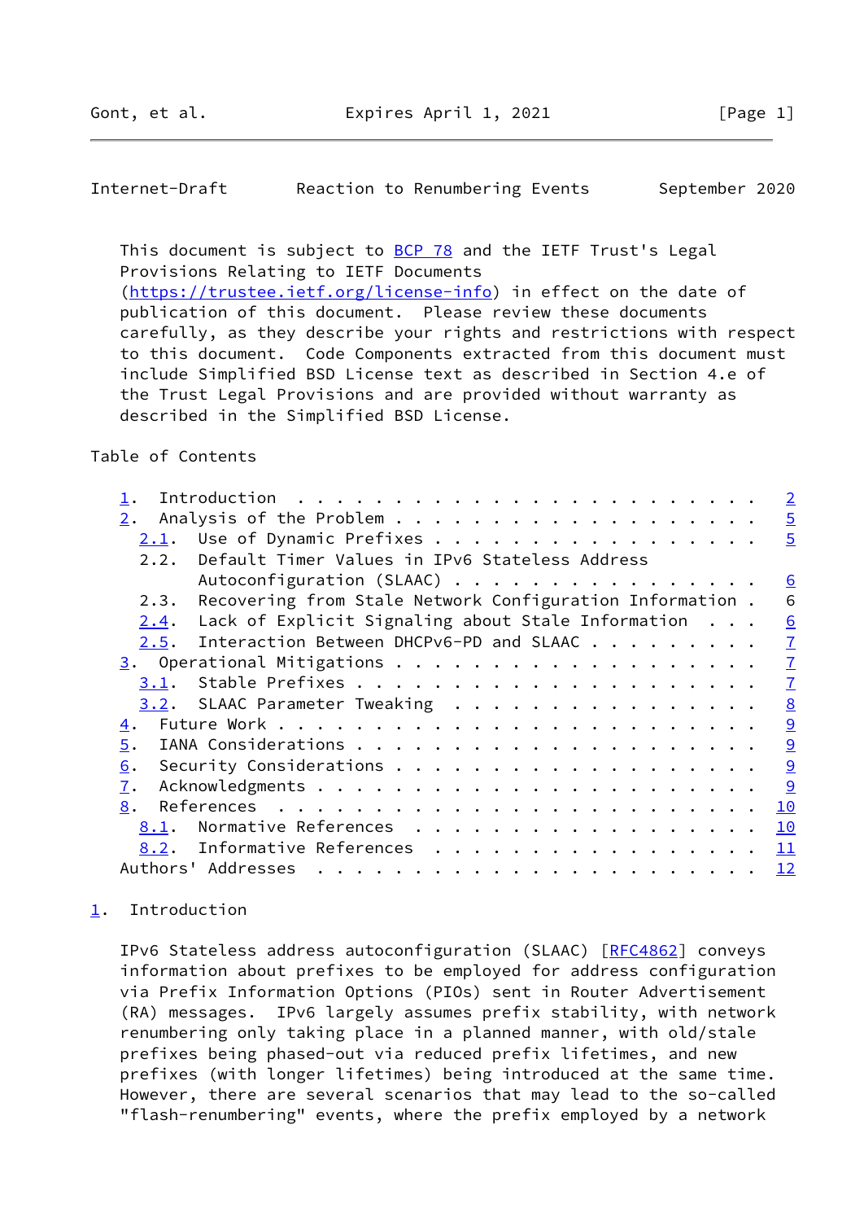This document is subject to BCP 78 and the IETF Trust's Legal Provisions Relating to IETF Documents (https://trustee.ietf.org/license-info) in effect on the date of publication of this document. Please review these documents carefully, as they describe your rights and restrictions with respect to this document. Code Components extracted from this document must include Simplified BSD License text as described in Section 4.e of the Trust Legal Provisions and are provided without warranty as described in the Simplified BSD License.

Table of Contents

- 1. Introduction . . . . . . . . . . . . . . . . . . . . . . . . 2
- 2. Analysis of the Problem . . . . . . . . . . . . . . . . . . . 5
  - 2.1. Use of Dynamic Prefixes . . . . . . . . . . . . . . . . . 5
  - 2.2. Default Timer Values in IPv6 Stateless Address Autoconfiguration (SLAAC) . . . . . . . . . . . . . . . . 6
  - 2.3. Recovering from Stale Network Configuration Information . 6
  - 2.4. Lack of Explicit Signaling about Stale Information . . . 6
  - 2.5. Interaction Between DHCPv6-PD and SLAAC . . . . . . . . . 7
- 3. Operational Mitigations . . . . . . . . . . . . . . . . . . . 7
  - 3.1. Stable Prefixes . . . . . . . . . . . . . . . . . . . . . 7
  - 3.2. SLAAC Parameter Tweaking . . . . . . . . . . . . . . . . 8
- 4. Future Work . . . . . . . . . . . . . . . . . . . . . . . . . 9
- 5. IANA Considerations . . . . . . . . . . . . . . . . . . . . . 9
- 6. Security Considerations . . . . . . . . . . . . . . . . . . . 9
- 7. Acknowledgments . . . . . . . . . . . . . . . . . . . . . . . 9
- 8. References . . . . . . . . . . . . . . . . . . . . . . . . . 10
  - 8.1. Normative References . . . . . . . . . . . . . . . . . . 10
  - 8.2. Informative References . . . . . . . . . . . . . . . . . 11
- Authors' Addresses . . . . . . . . . . . . . . . . . . . . . . . 12

## 1. Introduction

IPv6 Stateless address autoconfiguration (SLAAC) [RFC4862] conveys information about prefixes to be employed for address configuration via Prefix Information Options (PIOs) sent in Router Advertisement (RA) messages. IPv6 largely assumes prefix stability, with network renumbering only taking place in a planned manner, with old/stale prefixes being phased-out via reduced prefix lifetimes, and new prefixes (with longer lifetimes) being introduced at the same time. However, there are several scenarios that may lead to the so-called "flash-renumbering" events, where the prefix employed by a network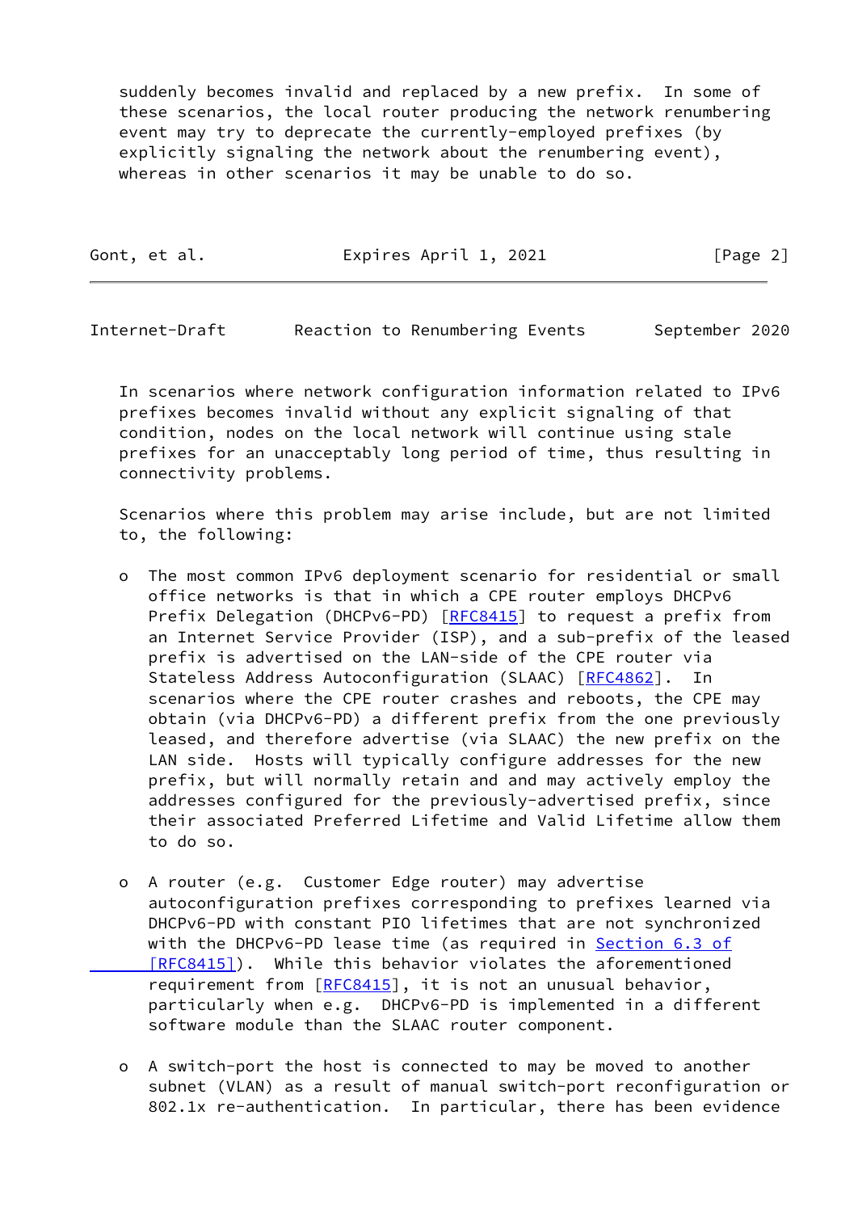suddenly becomes invalid and replaced by a new prefix. In some of these scenarios, the local router producing the network renumbering event may try to deprecate the currently-employed prefixes (by explicitly signaling the network about the renumbering event), whereas in other scenarios it may be unable to do so.

In scenarios where network configuration information related to IPv6 prefixes becomes invalid without any explicit signaling of that condition, nodes on the local network will continue using stale prefixes for an unacceptably long period of time, thus resulting in connectivity problems.

Scenarios where this problem may arise include, but are not limited to, the following:

- The most common IPv6 deployment scenario for residential or small office networks is that in which a CPE router employs DHCPv6 Prefix Delegation (DHCPv6-PD) [RFC8415] to request a prefix from an Internet Service Provider (ISP), and a sub-prefix of the leased prefix is advertised on the LAN-side of the CPE router via Stateless Address Autoconfiguration (SLAAC) [RFC4862]. In scenarios where the CPE router crashes and reboots, the CPE may obtain (via DHCPv6-PD) a different prefix from the one previously leased, and therefore advertise (via SLAAC) the new prefix on the LAN side. Hosts will typically configure addresses for the new prefix, but will normally retain and and may actively employ the addresses configured for the previously-advertised prefix, since their associated Preferred Lifetime and Valid Lifetime allow them to do so.

- A router (e.g. Customer Edge router) may advertise autoconfiguration prefixes corresponding to prefixes learned via DHCPv6-PD with constant PIO lifetimes that are not synchronized with the DHCPv6-PD lease time (as required in Section 6.3 of [RFC8415]). While this behavior violates the aforementioned requirement from [RFC8415], it is not an unusual behavior, particularly when e.g. DHCPv6-PD is implemented in a different software module than the SLAAC router component.

- A switch-port the host is connected to may be moved to another subnet (VLAN) as a result of manual switch-port reconfiguration or 802.1x re-authentication. In particular, there has been evidence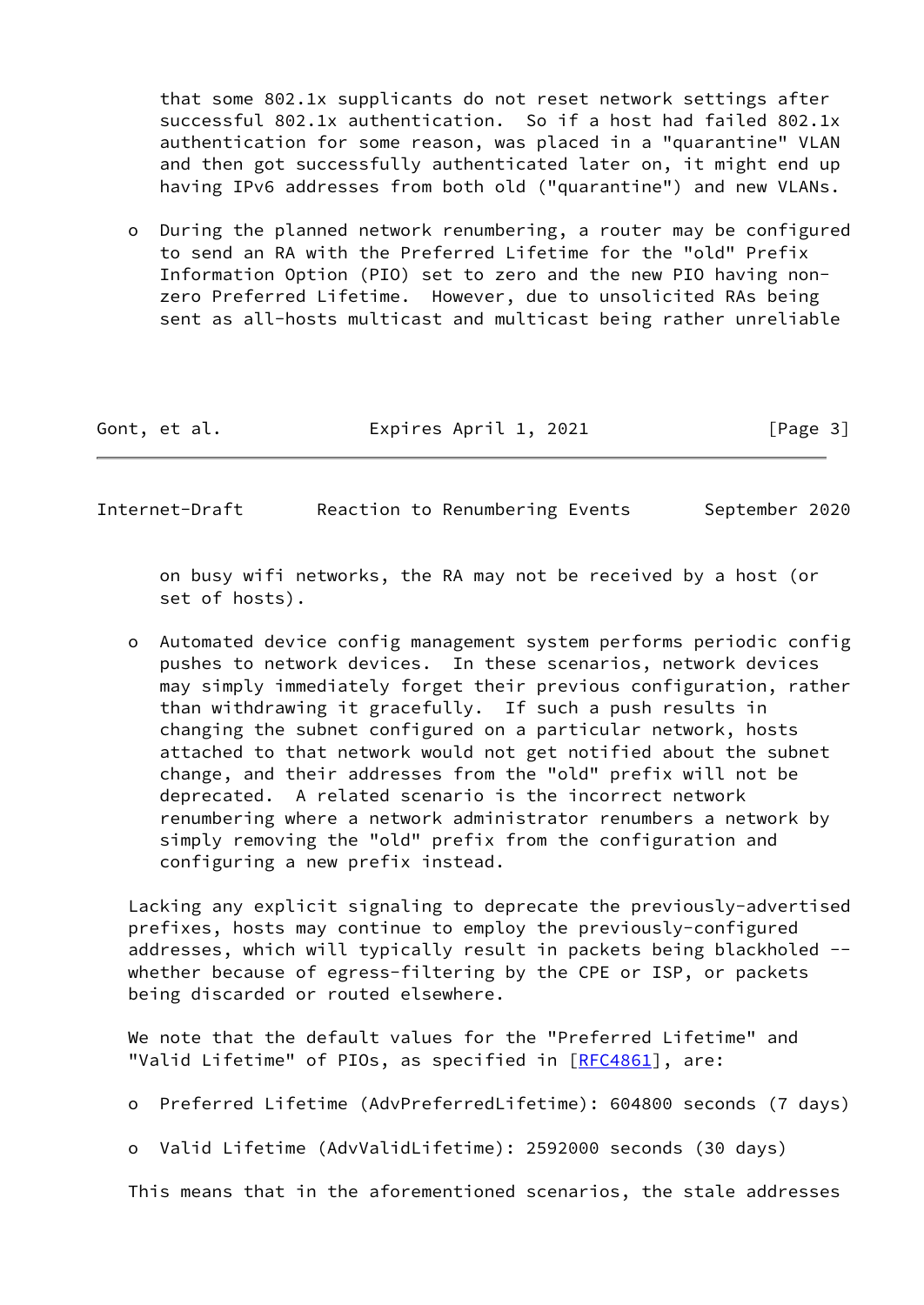that some 802.1x supplicants do not reset network settings after successful 802.1x authentication. So if a host had failed 802.1x authentication for some reason, was placed in a "quarantine" VLAN and then got successfully authenticated later on, it might end up having IPv6 addresses from both old ("quarantine") and new VLANs.

- During the planned network renumbering, a router may be configured to send an RA with the Preferred Lifetime for the "old" Prefix Information Option (PIO) set to zero and the new PIO having non-zero Preferred Lifetime. However, due to unsolicited RAs being sent as all-hosts multicast and multicast being rather unreliable on busy wifi networks, the RA may not be received by a host (or set of hosts).

- Automated device config management system performs periodic config pushes to network devices. In these scenarios, network devices may simply immediately forget their previous configuration, rather than withdrawing it gracefully. If such a push results in changing the subnet configured on a particular network, hosts attached to that network would not get notified about the subnet change, and their addresses from the "old" prefix will not be deprecated. A related scenario is the incorrect network renumbering where a network administrator renumbers a network by simply removing the "old" prefix from the configuration and configuring a new prefix instead.

Lacking any explicit signaling to deprecate the previously-advertised prefixes, hosts may continue to employ the previously-configured addresses, which will typically result in packets being blackholed -- whether because of egress-filtering by the CPE or ISP, or packets being discarded or routed elsewhere.

We note that the default values for the "Preferred Lifetime" and "Valid Lifetime" of PIOs, as specified in [RFC4861], are:

- Preferred Lifetime (AdvPreferredLifetime): 604800 seconds (7 days)

- Valid Lifetime (AdvValidLifetime): 2592000 seconds (30 days)

This means that in the aforementioned scenarios, the stale addresses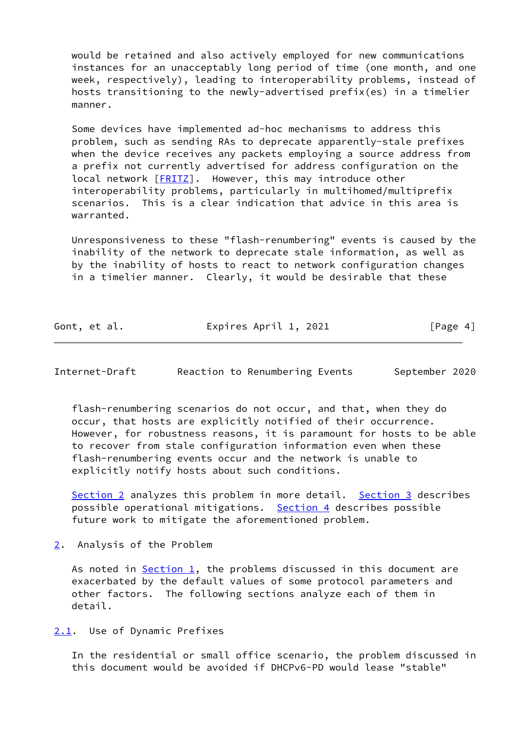would be retained and also actively employed for new communications instances for an unacceptably long period of time (one month, and one week, respectively), leading to interoperability problems, instead of hosts transitioning to the newly-advertised prefix(es) in a timelier manner.

Some devices have implemented ad-hoc mechanisms to address this problem, such as sending RAs to deprecate apparently-stale prefixes when the device receives any packets employing a source address from a prefix not currently advertised for address configuration on the local network [FRITZ]. However, this may introduce other interoperability problems, particularly in multihomed/multiprefix scenarios. This is a clear indication that advice in this area is warranted.

Unresponsiveness to these "flash-renumbering" events is caused by the inability of the network to deprecate stale information, as well as by the inability of hosts to react to network configuration changes in a timelier manner. Clearly, it would be desirable that these flash-renumbering scenarios do not occur, and that, when they do occur, that hosts are explicitly notified of their occurrence. However, for robustness reasons, it is paramount for hosts to be able to recover from stale configuration information even when these flash-renumbering events occur and the network is unable to explicitly notify hosts about such conditions.

Section 2 analyzes this problem in more detail. Section 3 describes possible operational mitigations. Section 4 describes possible future work to mitigate the aforementioned problem.

## 2. Analysis of the Problem

As noted in Section 1, the problems discussed in this document are exacerbated by the default values of some protocol parameters and other factors. The following sections analyze each of them in detail.

### 2.1. Use of Dynamic Prefixes

In the residential or small office scenario, the problem discussed in this document would be avoided if DHCPv6-PD would lease "stable"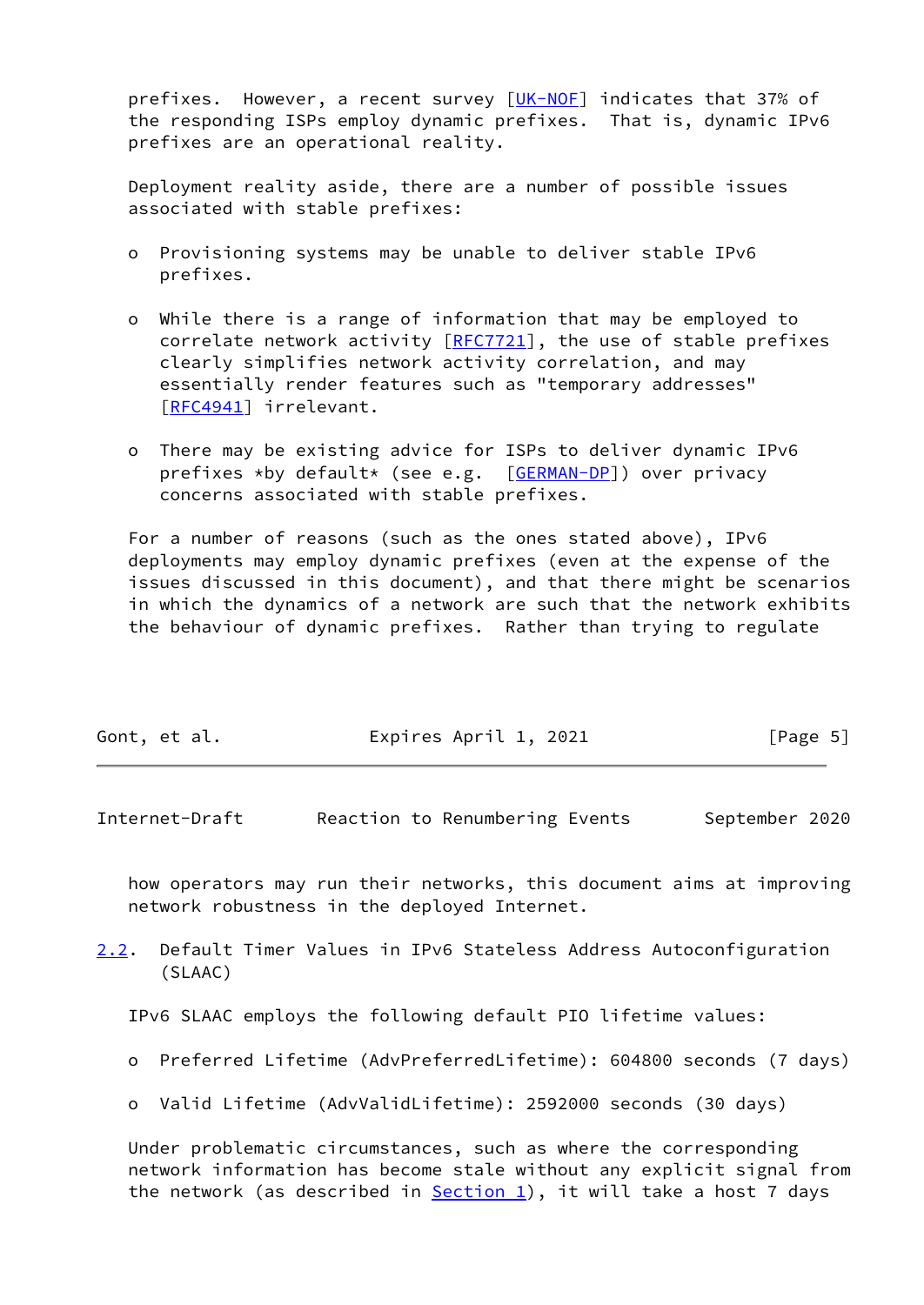prefixes. However, a recent survey [UK-NOF] indicates that 37% of the responding ISPs employ dynamic prefixes. That is, dynamic IPv6 prefixes are an operational reality.

Deployment reality aside, there are a number of possible issues associated with stable prefixes:

- Provisioning systems may be unable to deliver stable IPv6 prefixes.

- While there is a range of information that may be employed to correlate network activity [RFC7721], the use of stable prefixes clearly simplifies network activity correlation, and may essentially render features such as "temporary addresses" [RFC4941] irrelevant.

- There may be existing advice for ISPs to deliver dynamic IPv6 prefixes *by default* (see e.g. [GERMAN-DP]) over privacy concerns associated with stable prefixes.

For a number of reasons (such as the ones stated above), IPv6 deployments may employ dynamic prefixes (even at the expense of the issues discussed in this document), and that there might be scenarios in which the dynamics of a network are such that the network exhibits the behaviour of dynamic prefixes. Rather than trying to regulate how operators may run their networks, this document aims at improving network robustness in the deployed Internet.

## 2.2. Default Timer Values in IPv6 Stateless Address Autoconfiguration (SLAAC)

IPv6 SLAAC employs the following default PIO lifetime values:

- Preferred Lifetime (AdvPreferredLifetime): 604800 seconds (7 days)

- Valid Lifetime (AdvValidLifetime): 2592000 seconds (30 days)

Under problematic circumstances, such as where the corresponding network information has become stale without any explicit signal from the network (as described in Section 1), it will take a host 7 days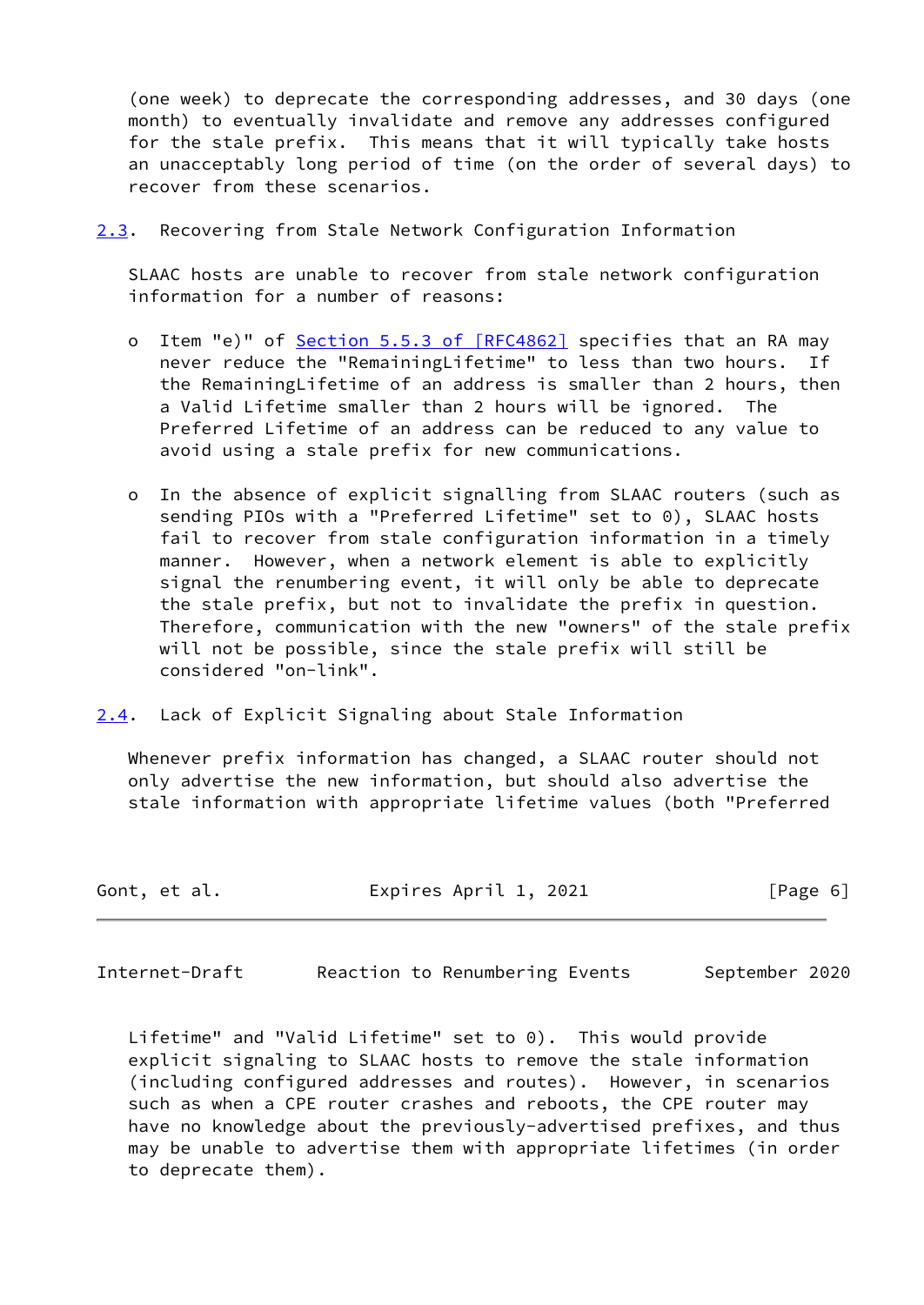(one week) to deprecate the corresponding addresses, and 30 days (one month) to eventually invalidate and remove any addresses configured for the stale prefix. This means that it will typically take hosts an unacceptably long period of time (on the order of several days) to recover from these scenarios.

### 2.3. Recovering from Stale Network Configuration Information

SLAAC hosts are unable to recover from stale network configuration information for a number of reasons:

- Item "e)" of Section 5.5.3 of [RFC4862] specifies that an RA may never reduce the "RemainingLifetime" to less than two hours. If the RemainingLifetime of an address is smaller than 2 hours, then a Valid Lifetime smaller than 2 hours will be ignored. The Preferred Lifetime of an address can be reduced to any value to avoid using a stale prefix for new communications.

- In the absence of explicit signalling from SLAAC routers (such as sending PIOs with a "Preferred Lifetime" set to 0), SLAAC hosts fail to recover from stale configuration information in a timely manner. However, when a network element is able to explicitly signal the renumbering event, it will only be able to deprecate the stale prefix, but not to invalidate the prefix in question. Therefore, communication with the new "owners" of the stale prefix will not be possible, since the stale prefix will still be considered "on-link".

### 2.4. Lack of Explicit Signaling about Stale Information

Whenever prefix information has changed, a SLAAC router should not only advertise the new information, but should also advertise the stale information with appropriate lifetime values (both "Preferred Lifetime" and "Valid Lifetime" set to 0). This would provide explicit signaling to SLAAC hosts to remove the stale information (including configured addresses and routes). However, in scenarios such as when a CPE router crashes and reboots, the CPE router may have no knowledge about the previously-advertised prefixes, and thus may be unable to advertise them with appropriate lifetimes (in order to deprecate them).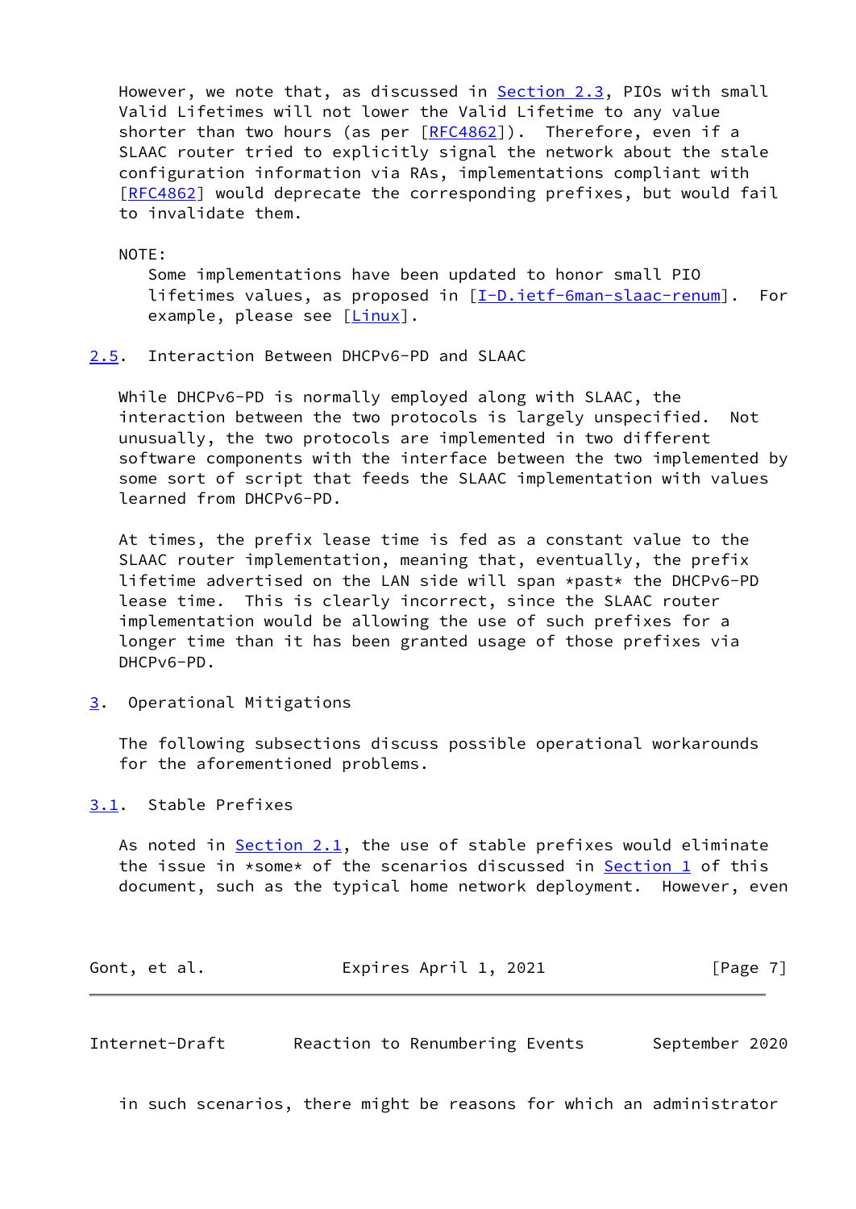However, we note that, as discussed in Section 2.3, PIOs with small Valid Lifetimes will not lower the Valid Lifetime to any value shorter than two hours (as per [RFC4862]). Therefore, even if a SLAAC router tried to explicitly signal the network about the stale configuration information via RAs, implementations compliant with [RFC4862] would deprecate the corresponding prefixes, but would fail to invalidate them.

NOTE:

Some implementations have been updated to honor small PIO lifetimes values, as proposed in [I-D.ietf-6man-slaac-renum]. For example, please see [Linux].

### 2.5. Interaction Between DHCPv6-PD and SLAAC

While DHCPv6-PD is normally employed along with SLAAC, the interaction between the two protocols is largely unspecified. Not unusually, the two protocols are implemented in two different software components with the interface between the two implemented by some sort of script that feeds the SLAAC implementation with values learned from DHCPv6-PD.

At times, the prefix lease time is fed as a constant value to the SLAAC router implementation, meaning that, eventually, the prefix lifetime advertised on the LAN side will span *past* the DHCPv6-PD lease time. This is clearly incorrect, since the SLAAC router implementation would be allowing the use of such prefixes for a longer time than it has been granted usage of those prefixes via DHCPv6-PD.

## 3. Operational Mitigations

The following subsections discuss possible operational workarounds for the aforementioned problems.

### 3.1. Stable Prefixes

As noted in Section 2.1, the use of stable prefixes would eliminate the issue in *some* of the scenarios discussed in Section 1 of this document, such as the typical home network deployment. However, even in such scenarios, there might be reasons for which an administrator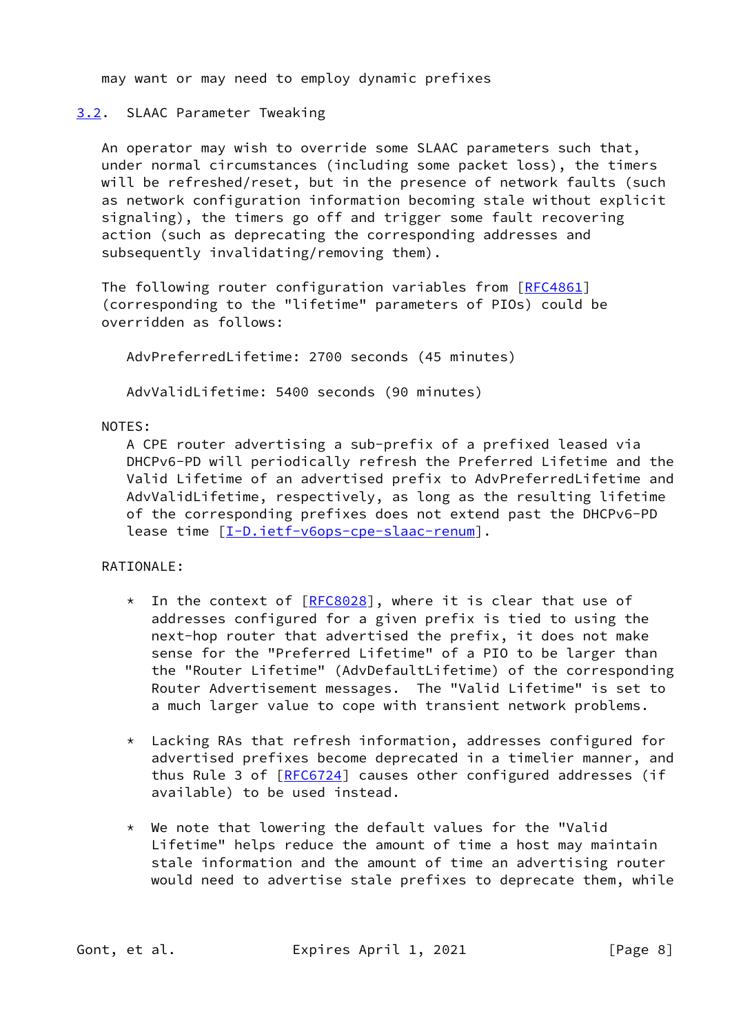may want or may need to employ dynamic prefixes

### 3.2. SLAAC Parameter Tweaking

An operator may wish to override some SLAAC parameters such that, under normal circumstances (including some packet loss), the timers will be refreshed/reset, but in the presence of network faults (such as network configuration information becoming stale without explicit signaling), the timers go off and trigger some fault recovering action (such as deprecating the corresponding addresses and subsequently invalidating/removing them).

The following router configuration variables from [RFC4861] (corresponding to the "lifetime" parameters of PIOs) could be overridden as follows:

AdvPreferredLifetime: 2700 seconds (45 minutes)

AdvValidLifetime: 5400 seconds (90 minutes)

NOTES:

A CPE router advertising a sub-prefix of a prefixed leased via DHCPv6-PD will periodically refresh the Preferred Lifetime and the Valid Lifetime of an advertised prefix to AdvPreferredLifetime and AdvValidLifetime, respectively, as long as the resulting lifetime of the corresponding prefixes does not extend past the DHCPv6-PD lease time [I-D.ietf-v6ops-cpe-slaac-renum].

RATIONALE:

* In the context of [RFC8028], where it is clear that use of addresses configured for a given prefix is tied to using the next-hop router that advertised the prefix, it does not make sense for the "Preferred Lifetime" of a PIO to be larger than the "Router Lifetime" (AdvDefaultLifetime) of the corresponding Router Advertisement messages. The "Valid Lifetime" is set to a much larger value to cope with transient network problems.

* Lacking RAs that refresh information, addresses configured for advertised prefixes become deprecated in a timelier manner, and thus Rule 3 of [RFC6724] causes other configured addresses (if available) to be used instead.

* We note that lowering the default values for the "Valid Lifetime" helps reduce the amount of time a host may maintain stale information and the amount of time an advertising router would need to advertise stale prefixes to deprecate them, while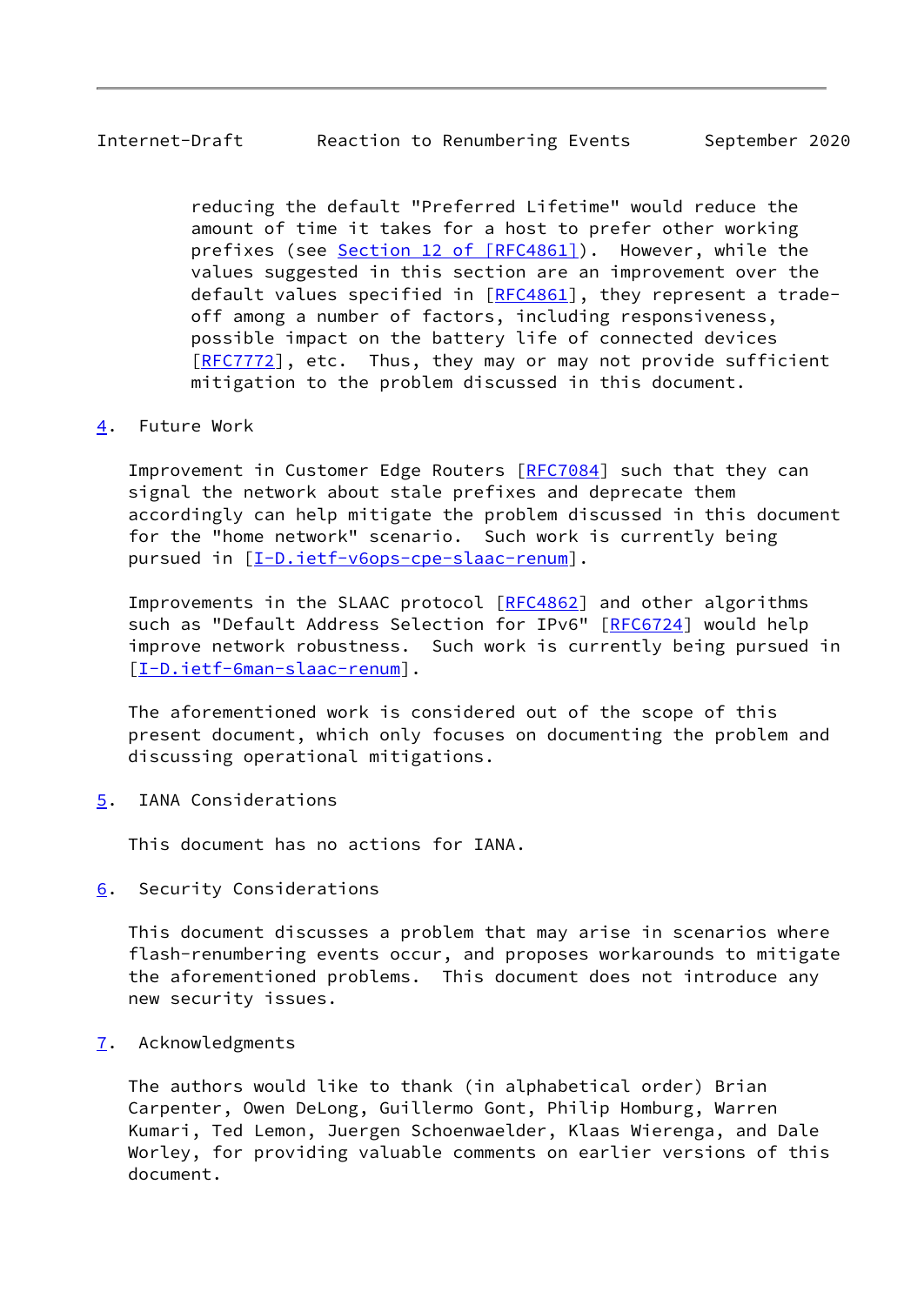reducing the default "Preferred Lifetime" would reduce the amount of time it takes for a host to prefer other working prefixes (see Section 12 of [RFC4861]). However, while the values suggested in this section are an improvement over the default values specified in [RFC4861], they represent a trade-off among a number of factors, including responsiveness, possible impact on the battery life of connected devices [RFC7772], etc. Thus, they may or may not provide sufficient mitigation to the problem discussed in this document.

## 4. Future Work

Improvement in Customer Edge Routers [RFC7084] such that they can signal the network about stale prefixes and deprecate them accordingly can help mitigate the problem discussed in this document for the "home network" scenario. Such work is currently being pursued in [I-D.ietf-v6ops-cpe-slaac-renum].

Improvements in the SLAAC protocol [RFC4862] and other algorithms such as "Default Address Selection for IPv6" [RFC6724] would help improve network robustness. Such work is currently being pursued in [I-D.ietf-6man-slaac-renum].

The aforementioned work is considered out of the scope of this present document, which only focuses on documenting the problem and discussing operational mitigations.

## 5. IANA Considerations

This document has no actions for IANA.

## 6. Security Considerations

This document discusses a problem that may arise in scenarios where flash-renumbering events occur, and proposes workarounds to mitigate the aforementioned problems. This document does not introduce any new security issues.

## 7. Acknowledgments

The authors would like to thank (in alphabetical order) Brian Carpenter, Owen DeLong, Guillermo Gont, Philip Homburg, Warren Kumari, Ted Lemon, Juergen Schoenwaelder, Klaas Wierenga, and Dale Worley, for providing valuable comments on earlier versions of this document.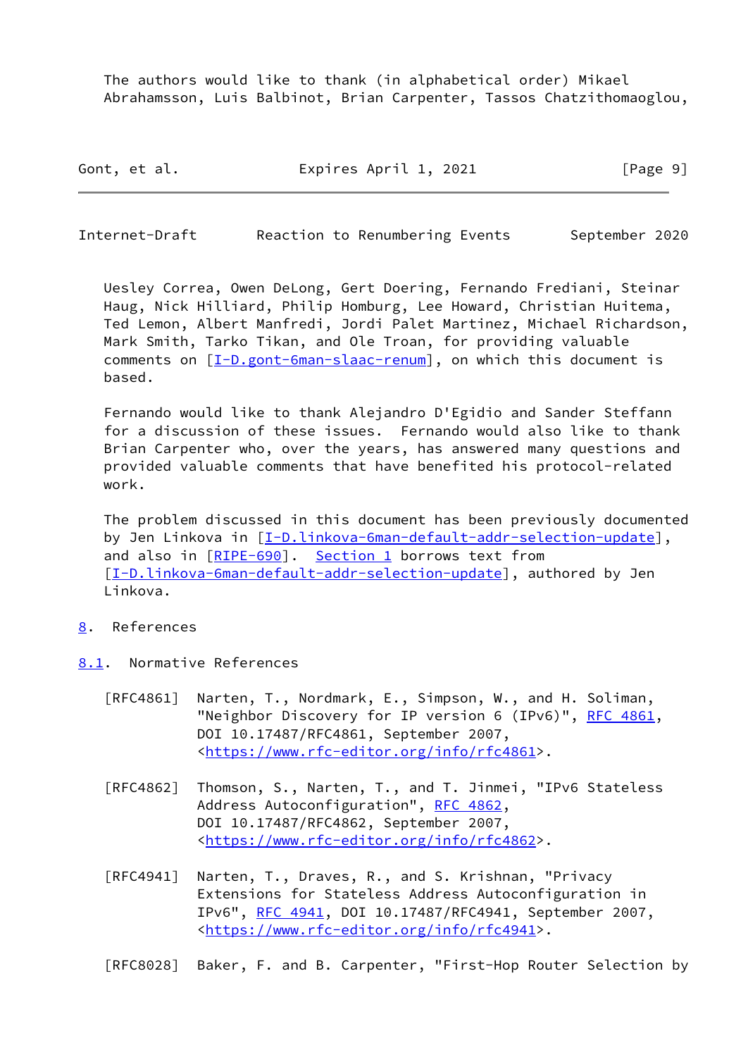The authors would like to thank (in alphabetical order) Mikael Abrahamsson, Luis Balbinot, Brian Carpenter, Tassos Chatzithomaoglou, Uesley Correa, Owen DeLong, Gert Doering, Fernando Frediani, Steinar Haug, Nick Hilliard, Philip Homburg, Lee Howard, Christian Huitema, Ted Lemon, Albert Manfredi, Jordi Palet Martinez, Michael Richardson, Mark Smith, Tarko Tikan, and Ole Troan, for providing valuable comments on [I-D.gont-6man-slaac-renum], on which this document is based.

Fernando would like to thank Alejandro D'Egidio and Sander Steffann for a discussion of these issues. Fernando would also like to thank Brian Carpenter who, over the years, has answered many questions and provided valuable comments that have benefited his protocol-related work.

The problem discussed in this document has been previously documented by Jen Linkova in [I-D.linkova-6man-default-addr-selection-update], and also in [RIPE-690]. Section 1 borrows text from [I-D.linkova-6man-default-addr-selection-update], authored by Jen Linkova.

## 8. References

### 8.1. Normative References

[RFC4861] Narten, T., Nordmark, E., Simpson, W., and H. Soliman, "Neighbor Discovery for IP version 6 (IPv6)", RFC 4861, DOI 10.17487/RFC4861, September 2007, <https://www.rfc-editor.org/info/rfc4861>.

[RFC4862] Thomson, S., Narten, T., and T. Jinmei, "IPv6 Stateless Address Autoconfiguration", RFC 4862, DOI 10.17487/RFC4862, September 2007, <https://www.rfc-editor.org/info/rfc4862>.

[RFC4941] Narten, T., Draves, R., and S. Krishnan, "Privacy Extensions for Stateless Address Autoconfiguration in IPv6", RFC 4941, DOI 10.17487/RFC4941, September 2007, <https://www.rfc-editor.org/info/rfc4941>.

[RFC8028] Baker, F. and B. Carpenter, "First-Hop Router Selection by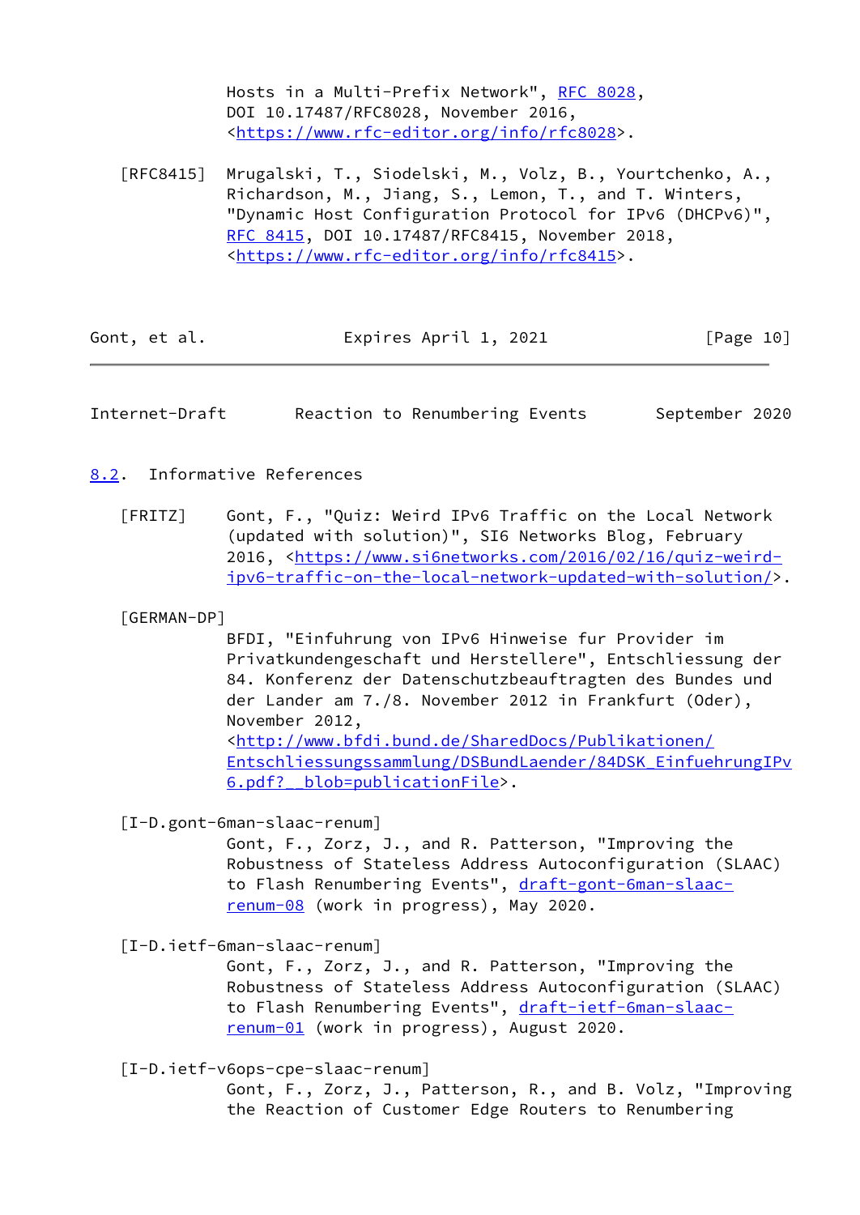Hosts in a Multi-Prefix Network", RFC 8028, DOI 10.17487/RFC8028, November 2016, <https://www.rfc-editor.org/info/rfc8028>.

[RFC8415] Mrugalski, T., Siodelski, M., Volz, B., Yourtchenko, A., Richardson, M., Jiang, S., Lemon, T., and T. Winters, "Dynamic Host Configuration Protocol for IPv6 (DHCPv6)", RFC 8415, DOI 10.17487/RFC8415, November 2018, <https://www.rfc-editor.org/info/rfc8415>.

## 8.2. Informative References

[FRITZ] Gont, F., "Quiz: Weird IPv6 Traffic on the Local Network (updated with solution)", SI6 Networks Blog, February 2016, <https://www.si6networks.com/2016/02/16/quiz-weird-ipv6-traffic-on-the-local-network-updated-with-solution/>.

[GERMAN-DP]
BFDI, "Einfuhrung von IPv6 Hinweise fur Provider im Privatkundengeschaft und Herstellere", Entschliessung der 84. Konferenz der Datenschutzbeauftragten des Bundes und der Lander am 7./8. November 2012 in Frankfurt (Oder), November 2012, <http://www.bfdi.bund.de/SharedDocs/Publikationen/Entschliessungssammlung/DSBundLaender/84DSK_EinfuehrungIPv6.pdf?__blob=publicationFile>.

[I-D.gont-6man-slaac-renum]
Gont, F., Zorz, J., and R. Patterson, "Improving the Robustness of Stateless Address Autoconfiguration (SLAAC) to Flash Renumbering Events", draft-gont-6man-slaac-renum-08 (work in progress), May 2020.

[I-D.ietf-6man-slaac-renum]
Gont, F., Zorz, J., and R. Patterson, "Improving the Robustness of Stateless Address Autoconfiguration (SLAAC) to Flash Renumbering Events", draft-ietf-6man-slaac-renum-01 (work in progress), August 2020.

[I-D.ietf-v6ops-cpe-slaac-renum]
Gont, F., Zorz, J., Patterson, R., and B. Volz, "Improving the Reaction of Customer Edge Routers to Renumbering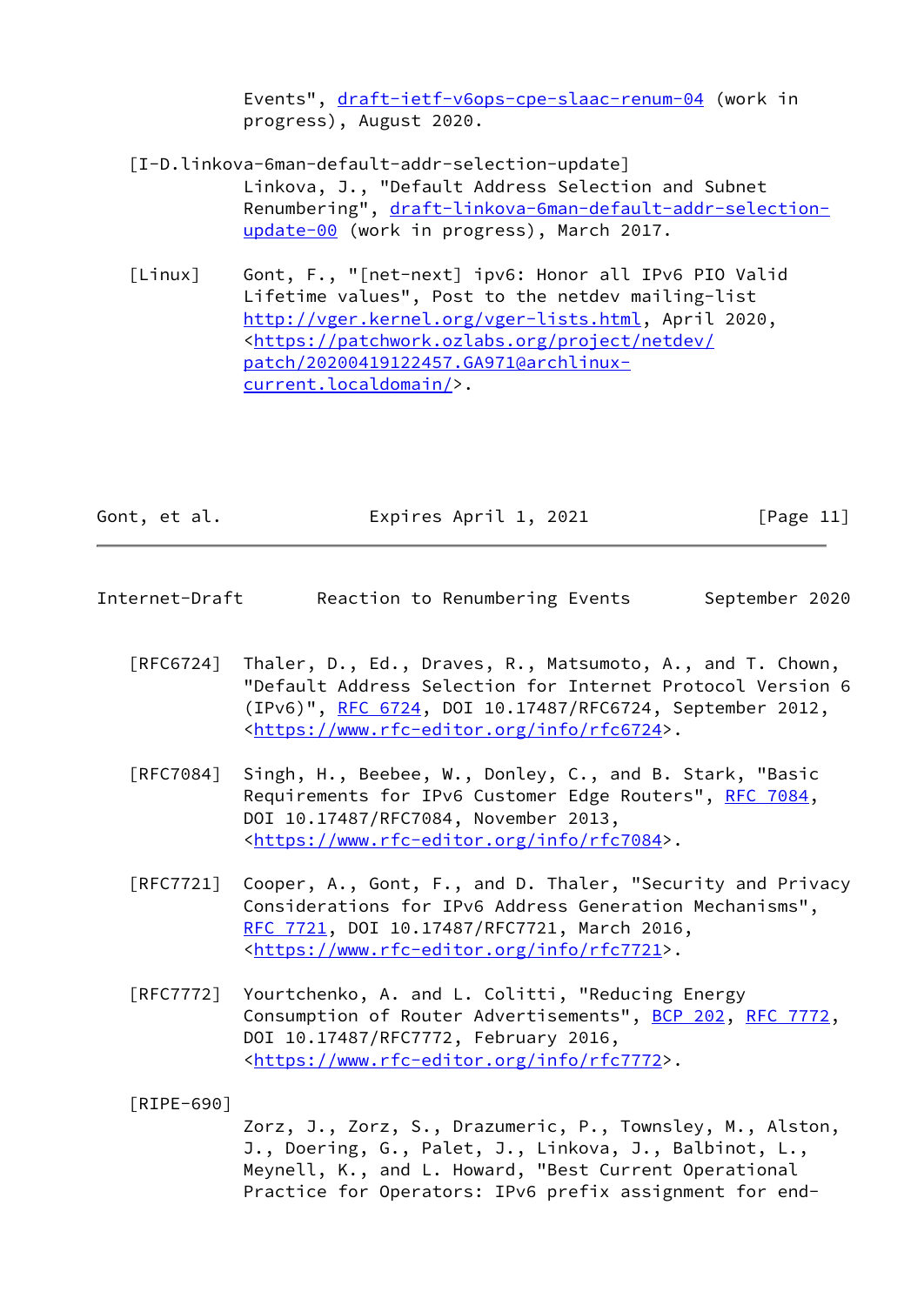Events", draft-ietf-v6ops-cpe-slaac-renum-04 (work in progress), August 2020.

[I-D.linkova-6man-default-addr-selection-update]
Linkova, J., "Default Address Selection and Subnet Renumbering", draft-linkova-6man-default-addr-selection-update-00 (work in progress), March 2017.

[Linux] Gont, F., "[net-next] ipv6: Honor all IPv6 PIO Valid Lifetime values", Post to the netdev mailing-list http://vger.kernel.org/vger-lists.html, April 2020, <https://patchwork.ozlabs.org/project/netdev/patch/20200419122457.GA971@archlinux-current.localdomain/>.

[RFC6724] Thaler, D., Ed., Draves, R., Matsumoto, A., and T. Chown, "Default Address Selection for Internet Protocol Version 6 (IPv6)", RFC 6724, DOI 10.17487/RFC6724, September 2012, <https://www.rfc-editor.org/info/rfc6724>.

[RFC7084] Singh, H., Beebee, W., Donley, C., and B. Stark, "Basic Requirements for IPv6 Customer Edge Routers", RFC 7084, DOI 10.17487/RFC7084, November 2013, <https://www.rfc-editor.org/info/rfc7084>.

[RFC7721] Cooper, A., Gont, F., and D. Thaler, "Security and Privacy Considerations for IPv6 Address Generation Mechanisms", RFC 7721, DOI 10.17487/RFC7721, March 2016, <https://www.rfc-editor.org/info/rfc7721>.

[RFC7772] Yourtchenko, A. and L. Colitti, "Reducing Energy Consumption of Router Advertisements", BCP 202, RFC 7772, DOI 10.17487/RFC7772, February 2016, <https://www.rfc-editor.org/info/rfc7772>.

[RIPE-690]
Zorz, J., Zorz, S., Drazumeric, P., Townsley, M., Alston, J., Doering, G., Palet, J., Linkova, J., Balbinot, L., Meynell, K., and L. Howard, "Best Current Operational Practice for Operators: IPv6 prefix assignment for end-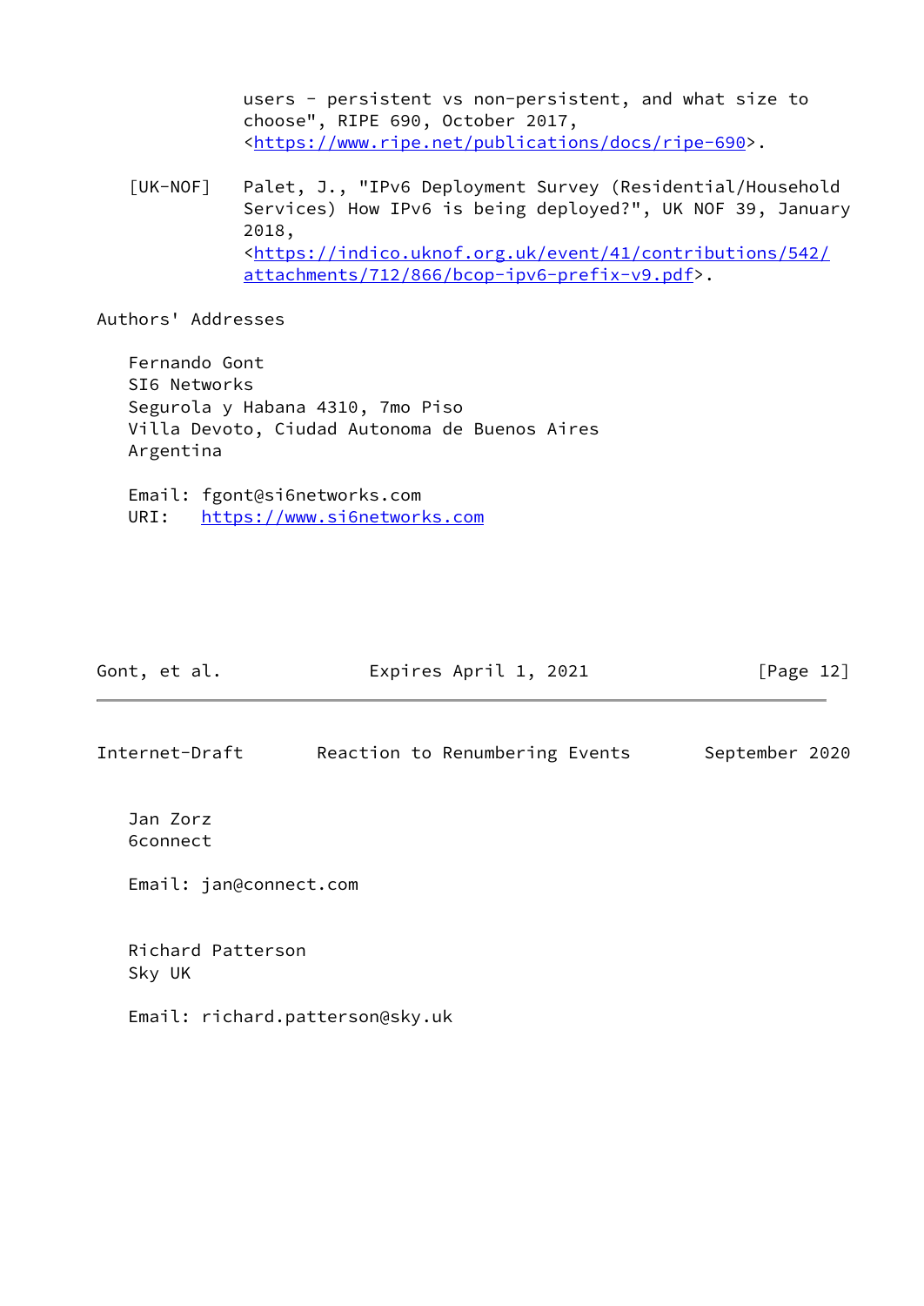users - persistent vs non-persistent, and what size to choose", RIPE 690, October 2017, <https://www.ripe.net/publications/docs/ripe-690>.

[UK-NOF] Palet, J., "IPv6 Deployment Survey (Residential/Household Services) How IPv6 is being deployed?", UK NOF 39, January 2018, <https://indico.uknof.org.uk/event/41/contributions/542/attachments/712/866/bcop-ipv6-prefix-v9.pdf>.

## Authors' Addresses

Fernando Gont
SI6 Networks
Segurola y Habana 4310, 7mo Piso
Villa Devoto, Ciudad Autonoma de Buenos Aires
Argentina

Email: fgont@si6networks.com
URI: https://www.si6networks.com

Jan Zorz
6connect

Email: jan@connect.com

Richard Patterson
Sky UK

Email: richard.patterson@sky.uk